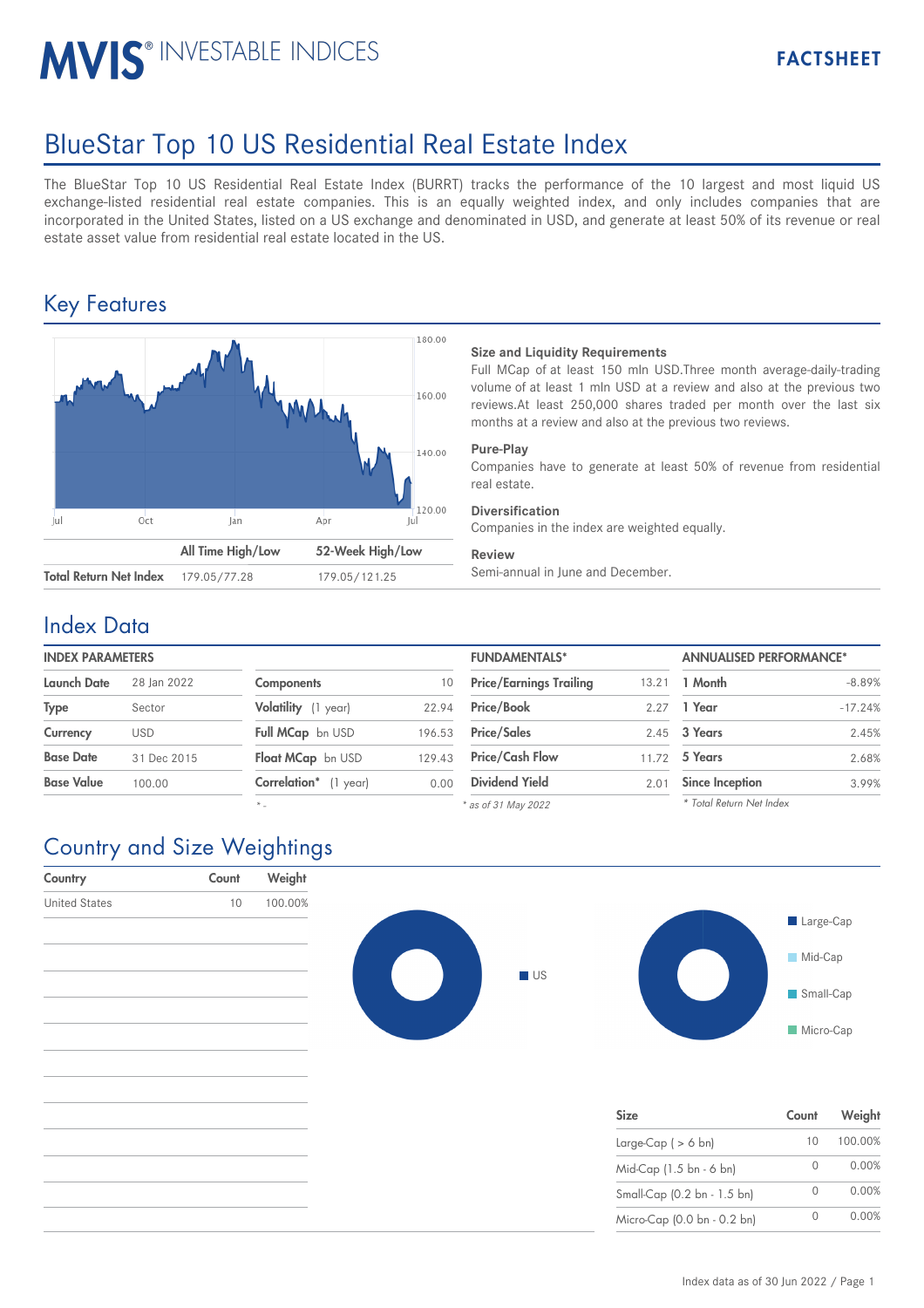# MVIS® INVESTABLE INDICES

FACTSHEET

# BlueStar Top 10 US Residential Real Estate Index

The BlueStar Top 10 US Residential Real Estate Index (BURRT) tracks the performance of the 10 largest and most liquid US exchange-listed residential real estate companies. This is an equally weighted index, and only includes companies that are incorporated in the United States, listed on a US exchange and denominated in USD, and generate at least 50% of its revenue or real estate asset value from residential real estate located in the US.

## Key Features

180.00
160.00
140.00
120.00
Jul
Oct
Jan
Apr
Jul

| | All Time High/Low | 52-Week High/Low |
|---|---|---|
| Total Return Net Index | 179.05/77.28 | 179.05/121.25 |

**Size and Liquidity Requirements**
Full MCap of at least 150 mln USD.Three month average-daily-trading volume of at least 1 mln USD at a review and also at the previous two reviews.At least 250,000 shares traded per month over the last six months at a review and also at the previous two reviews.

**Pure-Play**
Companies have to generate at least 50% of revenue from residential real estate.

**Diversification**
Companies in the index are weighted equally.

**Review**
Semi-annual in June and December.

## Index Data

| INDEX PARAMETERS | |
|---|---|
| Launch Date | 28 Jan 2022 |
| Type | Sector |
| Currency | USD |
| Base Date | 31 Dec 2015 |
| Base Value | 100.00 |

| | |
|---|---|
| Components | 10 |
| Volatility (1 year) | 22.94 |
| Full MCap bn USD | 196.53 |
| Float MCap bn USD | 129.43 |
| Correlation* (1 year) | 0.00 |

\* -

| FUNDAMENTALS* | |
|---|---|
| Price/Earnings Trailing | 13.21 |
| Price/Book | 2.27 |
| Price/Sales | 2.45 |
| Price/Cash Flow | 11.72 |
| Dividend Yield | 2.01 |

*\* as of 31 May 2022*

| ANNUALISED PERFORMANCE* | |
|---|---|
| 1 Month | -8.89% |
| 1 Year | -17.24% |
| 3 Years | 2.45% |
| 5 Years | 2.68% |
| Since Inception | 3.99% |

*\* Total Return Net Index*

## Country and Size Weightings

| Country | Count | Weight |
|---|---|---|
| United States | 10 | 100.00% |

US

Large-Cap
Mid-Cap
Small-Cap
Micro-Cap

| Size | Count | Weight |
|---|---|---|
| Large-Cap ( > 6 bn) | 10 | 100.00% |
| Mid-Cap (1.5 bn - 6 bn) | 0 | 0.00% |
| Small-Cap (0.2 bn - 1.5 bn) | 0 | 0.00% |
| Micro-Cap (0.0 bn - 0.2 bn) | 0 | 0.00% |

Index data as of 30 Jun 2022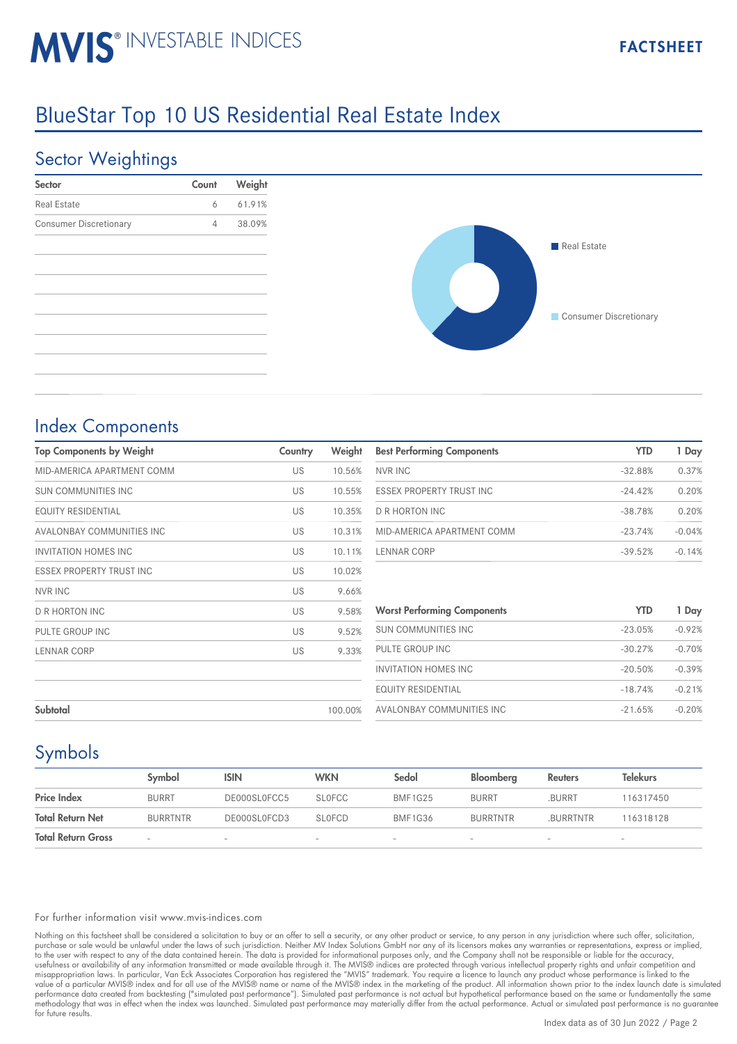# BlueStar Top 10 US Residential Real Estate Index

## Sector Weightings

| Sector | Count | Weight |
|---|---|---|
| Real Estate | 6 | 61.91% |
| Consumer Discretionary | 4 | 38.09% |

Real Estate
Consumer Discretionary

## Index Components

| Top Components by Weight | Country | Weight |
|---|---|---|
| MID-AMERICA APARTMENT COMM | US | 10.56% |
| SUN COMMUNITIES INC | US | 10.55% |
| EQUITY RESIDENTIAL | US | 10.35% |
| AVALONBAY COMMUNITIES INC | US | 10.31% |
| INVITATION HOMES INC | US | 10.11% |
| ESSEX PROPERTY TRUST INC | US | 10.02% |
| NVR INC | US | 9.66% |
| D R HORTON INC | US | 9.58% |
| PULTE GROUP INC | US | 9.52% |
| LENNAR CORP | US | 9.33% |
| **Subtotal** | | 100.00% |

| Best Performing Components | YTD | 1 Day |
|---|---|---|
| NVR INC | -32.88% | 0.37% |
| ESSEX PROPERTY TRUST INC | -24.42% | 0.20% |
| D R HORTON INC | -38.78% | 0.20% |
| MID-AMERICA APARTMENT COMM | -23.74% | -0.04% |
| LENNAR CORP | -39.52% | -0.14% |

| Worst Performing Components | YTD | 1 Day |
|---|---|---|
| SUN COMMUNITIES INC | -23.05% | -0.92% |
| PULTE GROUP INC | -30.27% | -0.70% |
| INVITATION HOMES INC | -20.50% | -0.39% |
| EQUITY RESIDENTIAL | -18.74% | -0.21% |
| AVALONBAY COMMUNITIES INC | -21.65% | -0.20% |

## Symbols

| | Symbol | ISIN | WKN | Sedol | Bloomberg | Reuters | Telekurs |
|---|---|---|---|---|---|---|---|
| **Price Index** | BURRT | DE000SL0FCC5 | SL0FCC | BMF1G25 | BURRT | .BURRT | 116317450 |
| **Total Return Net** | BURRTNTR | DE000SL0FCD3 | SL0FCD | BMF1G36 | BURRTNTR | .BURRTNTR | 116318128 |
| **Total Return Gross** | - | - | - | - | - | - | - |

For further information visit www.mvis-indices.com

Nothing on this factsheet shall be considered a solicitation to buy or an offer to sell a security, or any other product or service, to any person in any jurisdiction where such offer, solicitation, purchase or sale would be unlawful under the laws of such jurisdiction. Neither MV Index Solutions GmbH nor any of its licensors makes any warranties or representations, express or implied, to the user with respect to any of the data contained herein. The data is provided for informational purposes only, and the Company shall not be responsible or liable for the accuracy, usefulness or availability of any information transmitted or made available through it. The MVIS® indices are protected through various intellectual property rights and unfair competition and misappropriation laws. In particular, Van Eck Associates Corporation has registered the "MVIS" trademark. You require a licence to launch any product whose performance is linked to the value of a particular MVIS® index and for all use of the MVIS® name or name of the MVIS® index in the marketing of the product. All information shown prior to the index launch date is simulated performance data created from backtesting ("simulated past performance"). Simulated past performance is not actual but hypothetical performance based on the same or fundamentally the same methodology that was in effect when the index was launched. Simulated past performance may materially differ from the actual performance. Actual or simulated past performance is no guarantee for future results.

Index data as of 30 Jun 2022